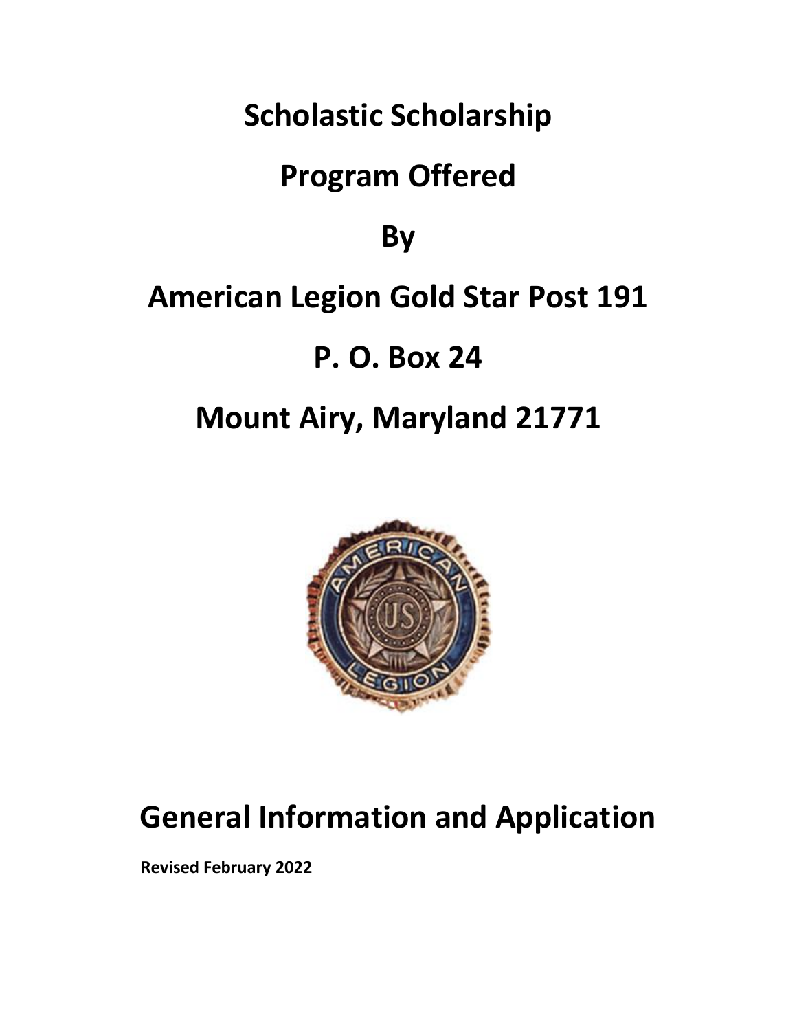# Scholastic Scholarship

# Program Offered

# By

# American Legion Gold Star Post 191

# P. O. Box 24

# Mount Airy, Maryland 21771

## General Information and Application

**Revised February 2022**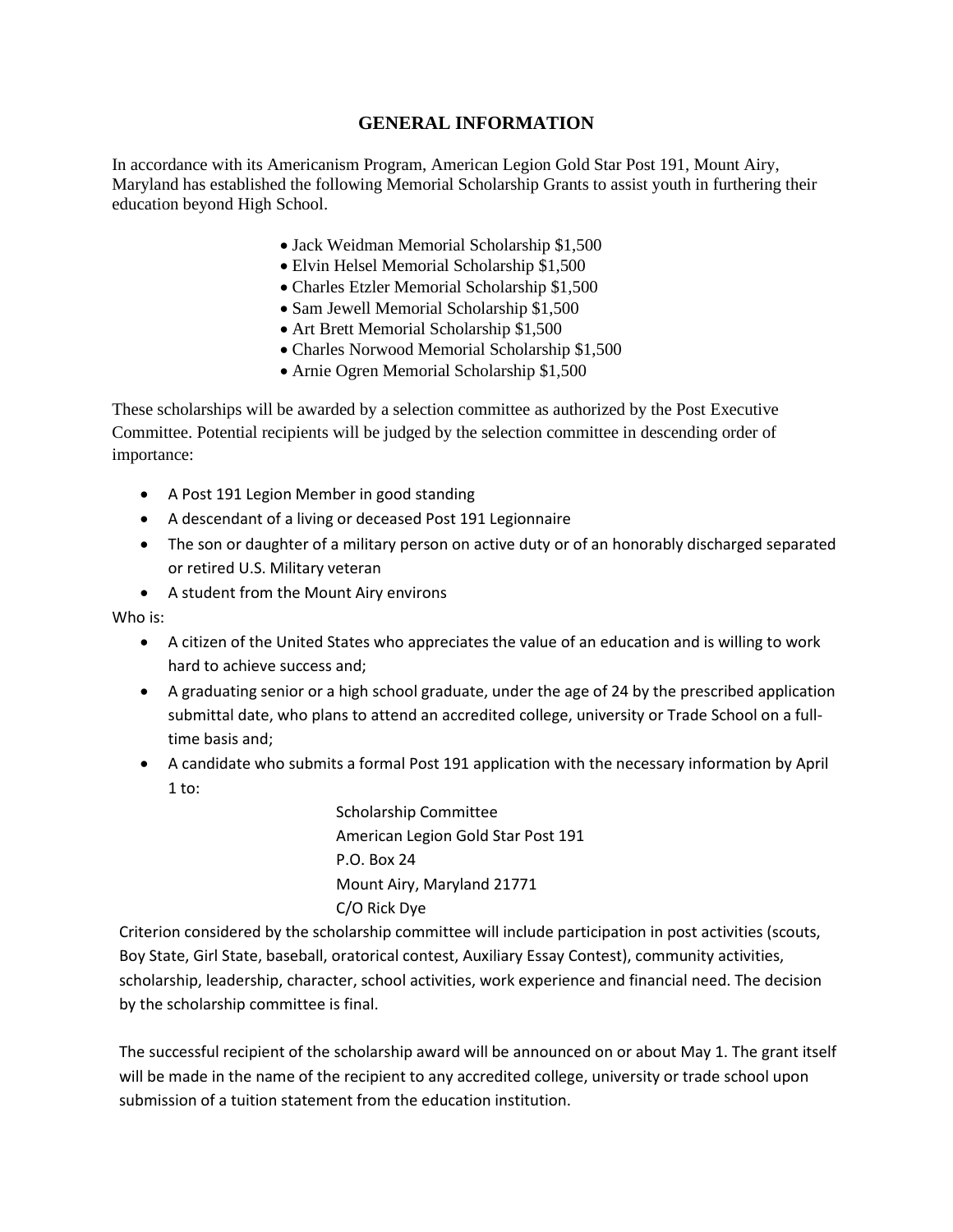# GENERAL INFORMATION

In accordance with its Americanism Program, American Legion Gold Star Post 191, Mount Airy, Maryland has established the following Memorial Scholarship Grants to assist youth in furthering their education beyond High School.

- Jack Weidman Memorial Scholarship $1,500
- Elvin Helsel Memorial Scholarship $1,500
- Charles Etzler Memorial Scholarship $1,500
- Sam Jewell Memorial Scholarship $1,500
- Art Brett Memorial Scholarship $1,500
- Charles Norwood Memorial Scholarship $1,500
- Arnie Ogren Memorial Scholarship $1,500

These scholarships will be awarded by a selection committee as authorized by the Post Executive Committee. Potential recipients will be judged by the selection committee in descending order of importance:

- A Post 191 Legion Member in good standing
- A descendant of a living or deceased Post 191 Legionnaire
- The son or daughter of a military person on active duty or of an honorably discharged separated or retired U.S. Military veteran
- A student from the Mount Airy environs

Who is:

- A citizen of the United States who appreciates the value of an education and is willing to work hard to achieve success and;
- A graduating senior or a high school graduate, under the age of 24 by the prescribed application submittal date, who plans to attend an accredited college, university or Trade School on a full-time basis and;
- A candidate who submits a formal Post 191 application with the necessary information by April 1 to:

  Scholarship Committee
  American Legion Gold Star Post 191
  P.O. Box 24
  Mount Airy, Maryland 21771
  C/O Rick Dye

Criterion considered by the scholarship committee will include participation in post activities (scouts, Boy State, Girl State, baseball, oratorical contest, Auxiliary Essay Contest), community activities, scholarship, leadership, character, school activities, work experience and financial need. The decision by the scholarship committee is final.

The successful recipient of the scholarship award will be announced on or about May 1. The grant itself will be made in the name of the recipient to any accredited college, university or trade school upon submission of a tuition statement from the education institution.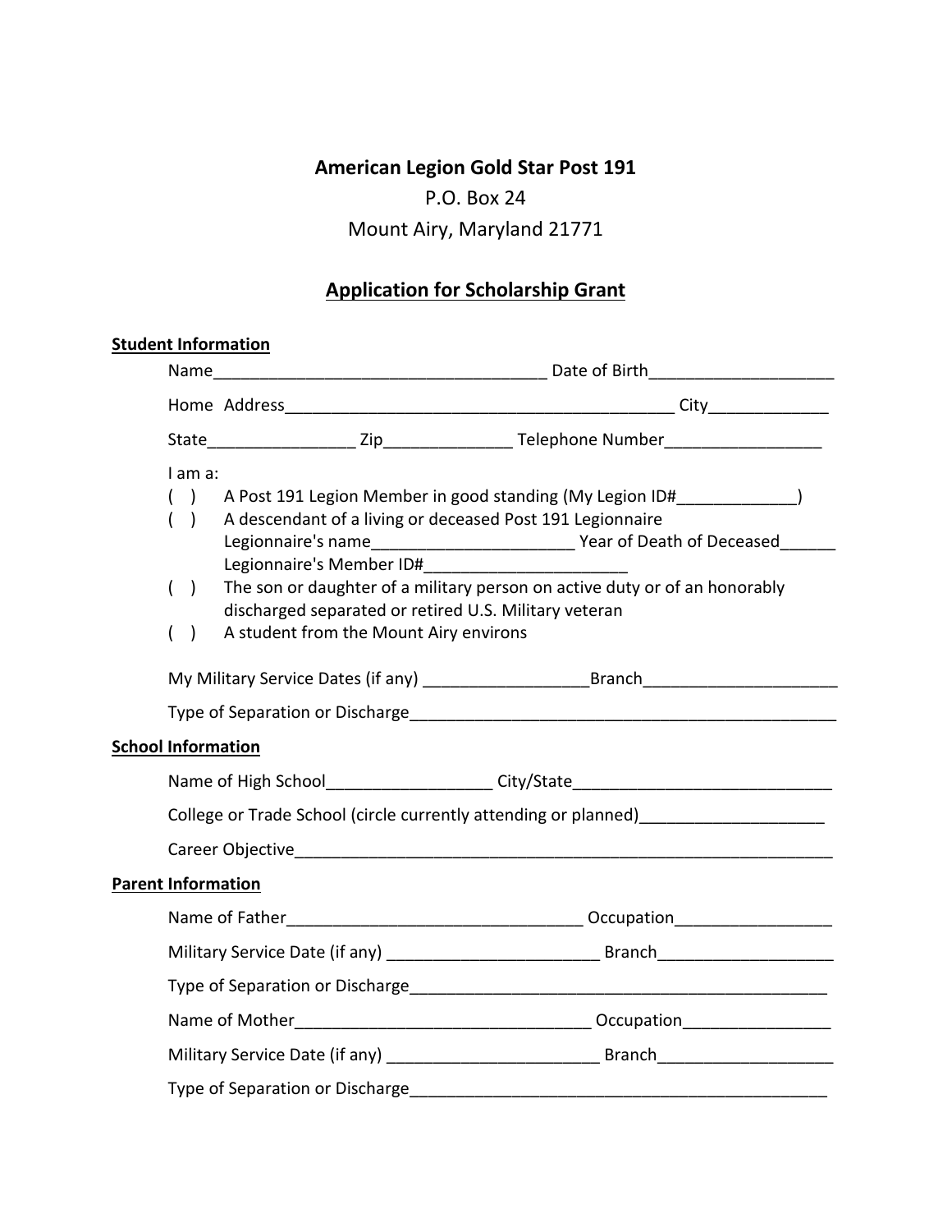**American Legion Gold Star Post 191**

P.O. Box 24

Mount Airy, Maryland 21771

## Application for Scholarship Grant

**Student Information**

Name_____________________________________ Date of Birth____________________

Home Address___________________________________________ City_____________

State________________ Zip______________ Telephone Number_________________

I am a:

( ) A Post 191 Legion Member in good standing (My Legion ID#_____________)

( ) A descendant of a living or deceased Post 191 Legionnaire
Legionnaire's name______________________ Year of Death of Deceased______
Legionnaire's Member ID#______________________

( ) The son or daughter of a military person on active duty or of an honorably discharged separated or retired U.S. Military veteran

( ) A student from the Mount Airy environs

My Military Service Dates (if any) __________________Branch_____________________

Type of Separation or Discharge_______________________________________________

**School Information**

Name of High School__________________ City/State_____________________________

College or Trade School (circle currently attending or planned)____________________

Career Objective___________________________________________________________

**Parent Information**

Name of Father_________________________________ Occupation_________________

Military Service Date (if any) _______________________ Branch___________________

Type of Separation or Discharge______________________________________________

Name of Mother________________________________ Occupation________________

Military Service Date (if any) _______________________ Branch___________________

Type of Separation or Discharge______________________________________________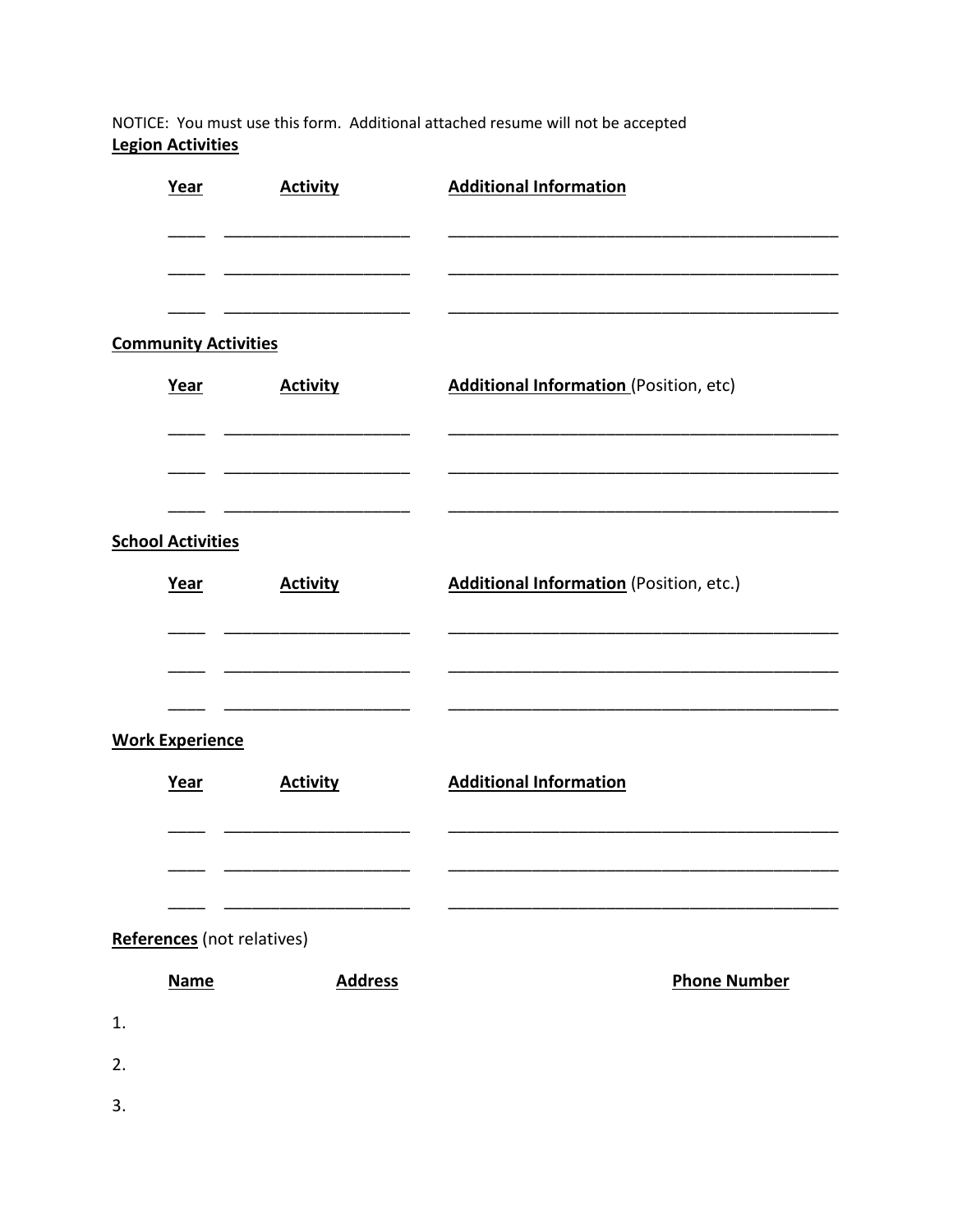NOTICE: You must use this form. Additional attached resume will not be accepted

**Legion Activities**

| Year | Activity | Additional Information |
|---|---|---|
| ____ | ____________________ | ________________________________________ |
| ____ | ____________________ | ________________________________________ |
| ____ | ____________________ | ________________________________________ |

**Community Activities**

| Year | Activity | Additional Information (Position, etc) |
|---|---|---|
| ____ | ____________________ | ________________________________________ |
| ____ | ____________________ | ________________________________________ |
| ____ | ____________________ | ________________________________________ |

**School Activities**

| Year | Activity | Additional Information (Position, etc.) |
|---|---|---|
| ____ | ____________________ | ________________________________________ |
| ____ | ____________________ | ________________________________________ |
| ____ | ____________________ | ________________________________________ |

**Work Experience**

| Year | Activity | Additional Information |
|---|---|---|
| ____ | ____________________ | ________________________________________ |
| ____ | ____________________ | ________________________________________ |
| ____ | ____________________ | ________________________________________ |

**References** (not relatives)

| | Name | Address | Phone Number |
|---|---|---|---|
| 1. | | | |
| 2. | | | |
| 3. | | | |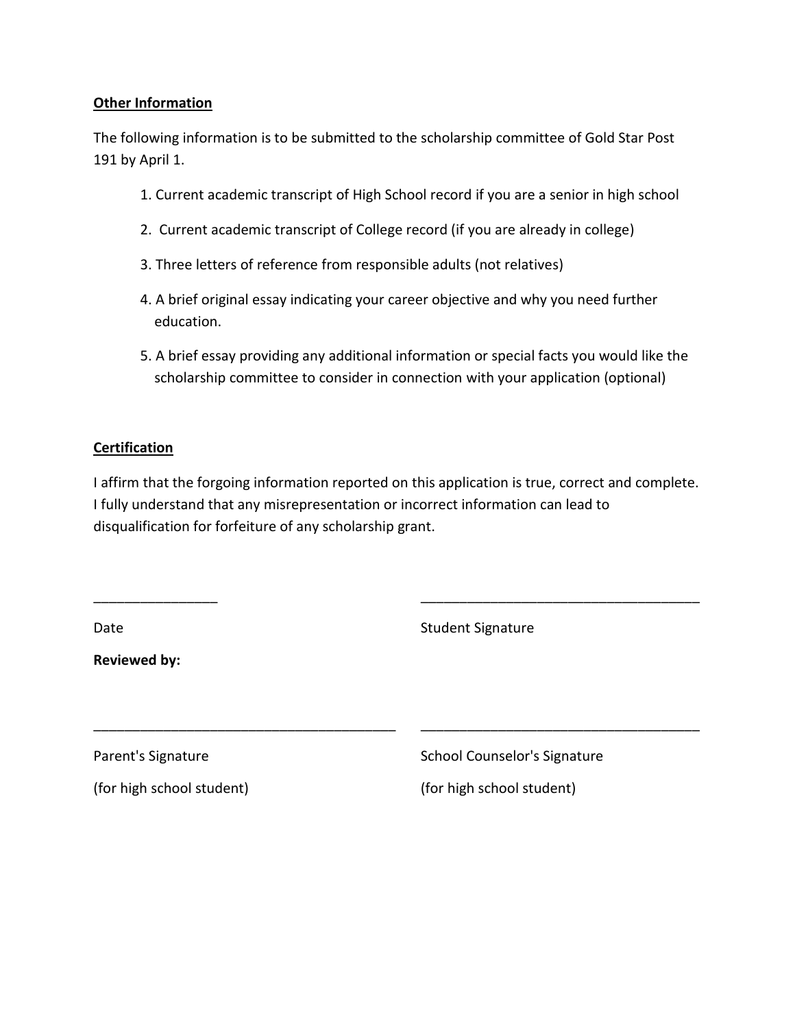**<u>Other Information</u>**

The following information is to be submitted to the scholarship committee of Gold Star Post 191 by April 1.

1. Current academic transcript of High School record if you are a senior in high school
2. Current academic transcript of College record (if you are already in college)
3. Three letters of reference from responsible adults (not relatives)
4. A brief original essay indicating your career objective and why you need further education.
5. A brief essay providing any additional information or special facts you would like the scholarship committee to consider in connection with your application (optional)

**<u>Certification</u>**

I affirm that the forgoing information reported on this application is true, correct and complete. I fully understand that any misrepresentation or incorrect information can lead to disqualification for forfeiture of any scholarship grant.

________________ ____________________________________

Date Student Signature

**Reviewed by:**

_______________________________________ ____________________________________

Parent's Signature School Counselor's Signature

(for high school student) (for high school student)